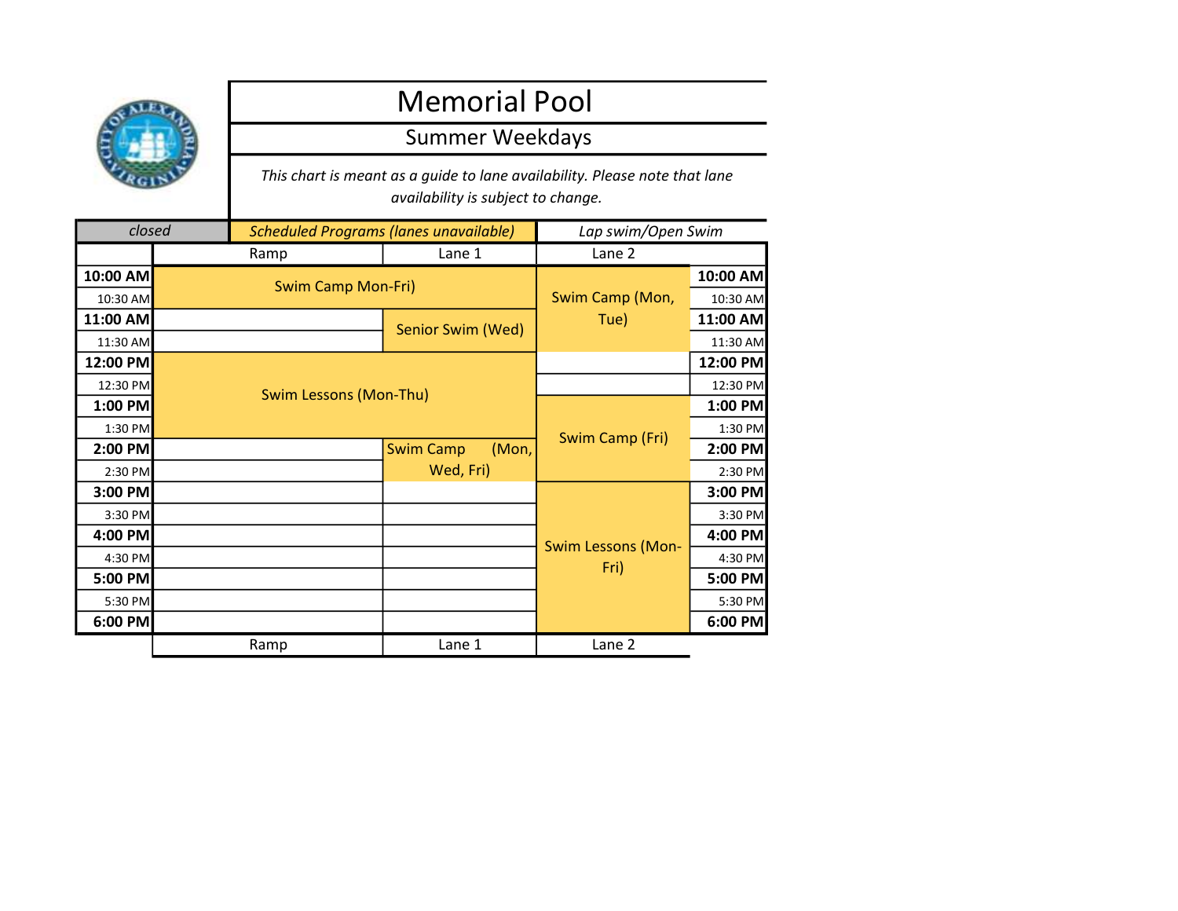# Memorial Pool

## Summer Weekdays

*This chart is meant as a guide to lane availability. Please note that lane availability is subject to change.*

| closed | *Scheduled Programs (lanes unavailable)* | *Lap swim/Open Swim* |
|---|---|---|

| Time | Ramp | Lane 1 | Lane 2 | Time |
|---|---|---|---|---|
| **10:00 AM** | Swim Camp Mon-Fri) | Swim Camp Mon-Fri) | Swim Camp (Mon, Tue) | **10:00 AM** |
| 10:30 AM | Swim Camp Mon-Fri) | Swim Camp Mon-Fri) | Swim Camp (Mon, Tue) | 10:30 AM |
| **11:00 AM** | | Senior Swim (Wed) | Swim Camp (Mon, Tue) | **11:00 AM** |
| 11:30 AM | | Senior Swim (Wed) | Swim Camp (Mon, Tue) | 11:30 AM |
| **12:00 PM** | Swim Lessons (Mon-Thu) | Swim Lessons (Mon-Thu) | | **12:00 PM** |
| 12:30 PM | Swim Lessons (Mon-Thu) | Swim Lessons (Mon-Thu) | | 12:30 PM |
| **1:00 PM** | Swim Lessons (Mon-Thu) | Swim Lessons (Mon-Thu) | Swim Camp (Fri) | **1:00 PM** |
| 1:30 PM | Swim Lessons (Mon-Thu) | Swim Lessons (Mon-Thu) | Swim Camp (Fri) | 1:30 PM |
| **2:00 PM** | | Swim Camp (Mon, Wed, Fri) | Swim Camp (Fri) | **2:00 PM** |
| 2:30 PM | | Swim Camp (Mon, Wed, Fri) | Swim Camp (Fri) | 2:30 PM |
| **3:00 PM** | | | Swim Lessons (Mon-Fri) | **3:00 PM** |
| 3:30 PM | | | Swim Lessons (Mon-Fri) | 3:30 PM |
| **4:00 PM** | | | Swim Lessons (Mon-Fri) | **4:00 PM** |
| 4:30 PM | | | Swim Lessons (Mon-Fri) | 4:30 PM |
| **5:00 PM** | | | Swim Lessons (Mon-Fri) | **5:00 PM** |
| 5:30 PM | | | Swim Lessons (Mon-Fri) | 5:30 PM |
| **6:00 PM** | | | Swim Lessons (Mon-Fri) | **6:00 PM** |
| | Ramp | Lane 1 | Lane 2 | |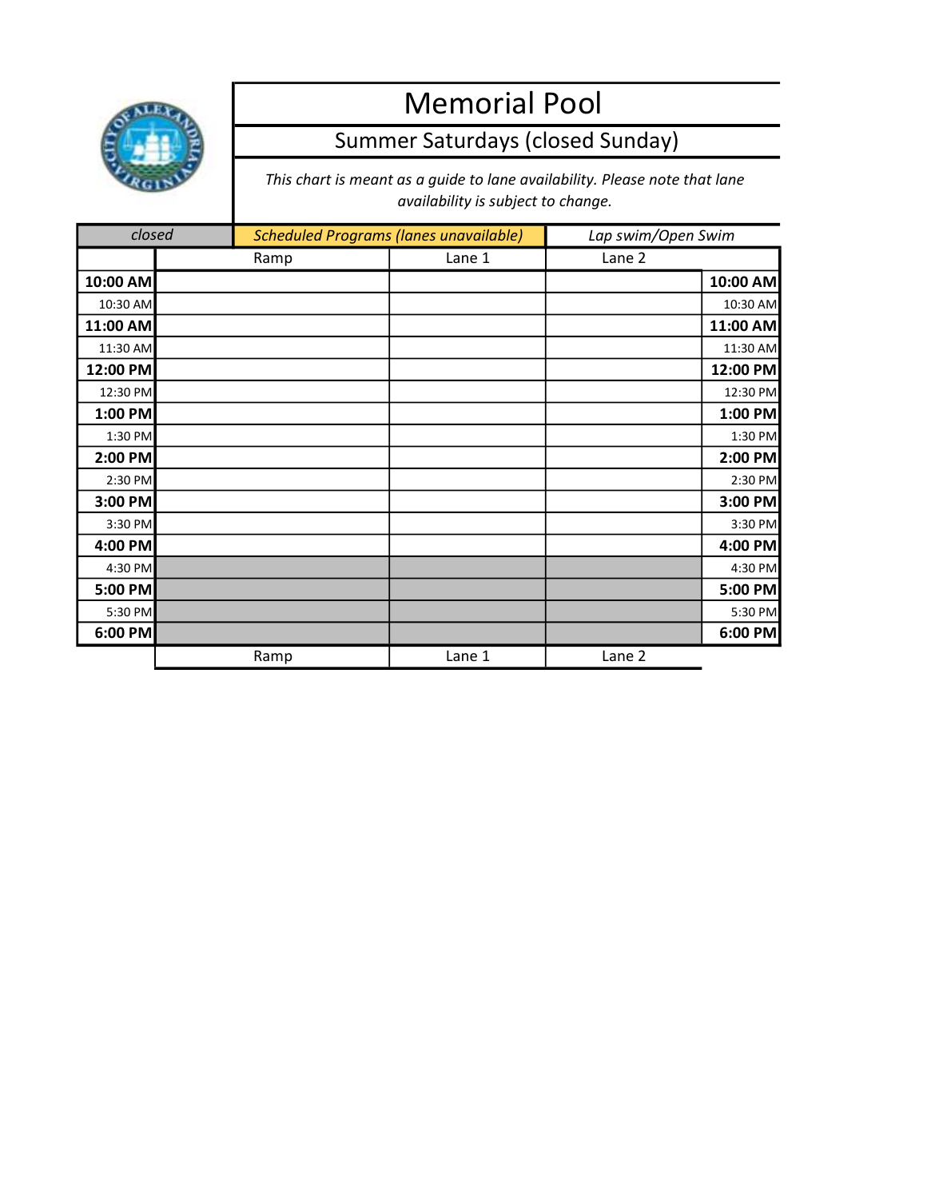# Memorial Pool

## Summer Saturdays (closed Sunday)

*This chart is meant as a guide to lane availability. Please note that lane availability is subject to change.*

*closed* | *Scheduled Programs (lanes unavailable)* | *Lap swim/Open Swim*

| | Ramp | Lane 1 | Lane 2 | |
|---|---|---|---|---|
| **10:00 AM** | | | | **10:00 AM** |
| 10:30 AM | | | | 10:30 AM |
| **11:00 AM** | | | | **11:00 AM** |
| 11:30 AM | | | | 11:30 AM |
| **12:00 PM** | | | | **12:00 PM** |
| 12:30 PM | | | | 12:30 PM |
| **1:00 PM** | | | | **1:00 PM** |
| 1:30 PM | | | | 1:30 PM |
| **2:00 PM** | | | | **2:00 PM** |
| 2:30 PM | | | | 2:30 PM |
| **3:00 PM** | | | | **3:00 PM** |
| 3:30 PM | | | | 3:30 PM |
| **4:00 PM** | | | | **4:00 PM** |
| 4:30 PM | closed | closed | closed | 4:30 PM |
| **5:00 PM** | closed | closed | closed | **5:00 PM** |
| 5:30 PM | closed | closed | closed | 5:30 PM |
| **6:00 PM** | closed | closed | closed | **6:00 PM** |
| | Ramp | Lane 1 | Lane 2 | |